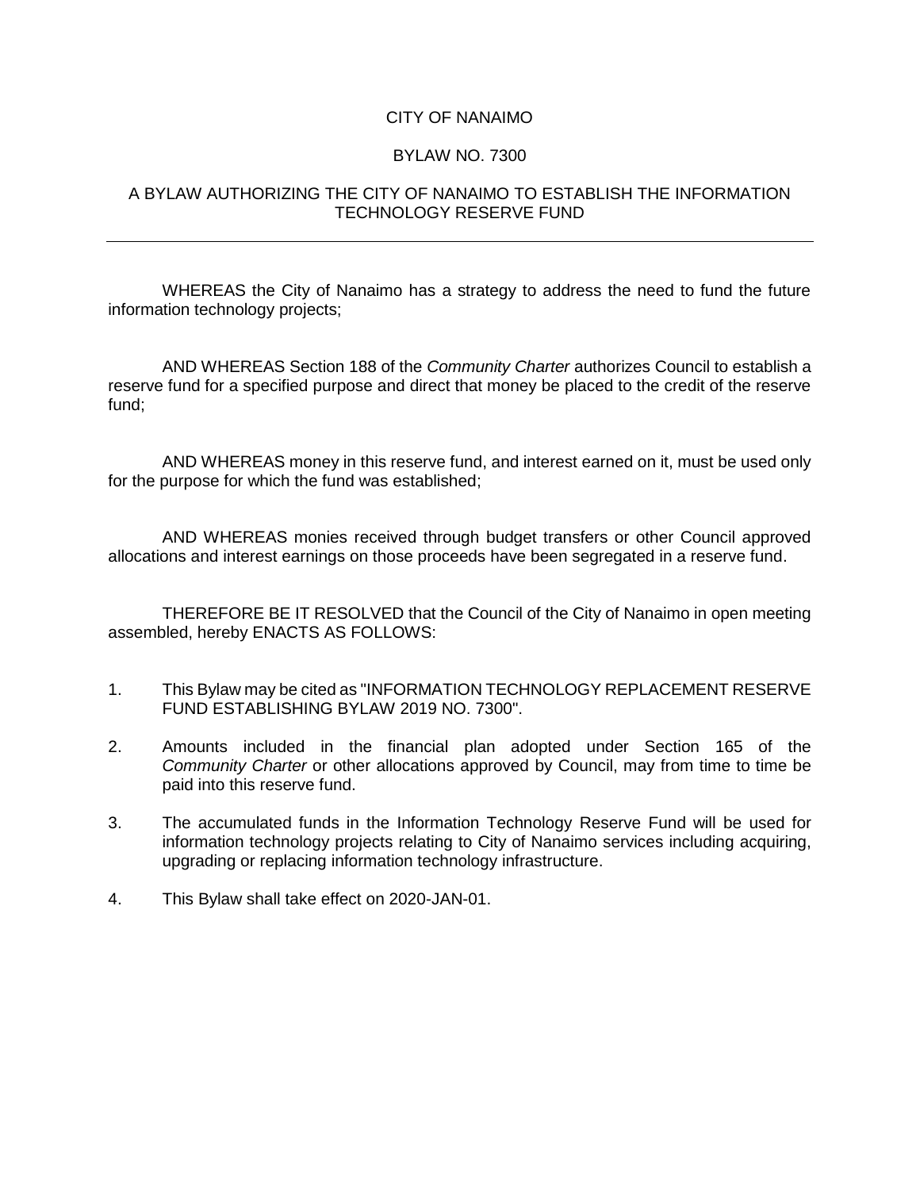# CITY OF NANAIMO

## BYLAW NO. 7300

## A BYLAW AUTHORIZING THE CITY OF NANAIMO TO ESTABLISH THE INFORMATION TECHNOLOGY RESERVE FUND

---

WHEREAS the City of Nanaimo has a strategy to address the need to fund the future information technology projects;

AND WHEREAS Section 188 of the *Community Charter* authorizes Council to establish a reserve fund for a specified purpose and direct that money be placed to the credit of the reserve fund;

AND WHEREAS money in this reserve fund, and interest earned on it, must be used only for the purpose for which the fund was established;

AND WHEREAS monies received through budget transfers or other Council approved allocations and interest earnings on those proceeds have been segregated in a reserve fund.

THEREFORE BE IT RESOLVED that the Council of the City of Nanaimo in open meeting assembled, hereby ENACTS AS FOLLOWS:

1. This Bylaw may be cited as "INFORMATION TECHNOLOGY REPLACEMENT RESERVE FUND ESTABLISHING BYLAW 2019 NO. 7300".

2. Amounts included in the financial plan adopted under Section 165 of the *Community Charter* or other allocations approved by Council, may from time to time be paid into this reserve fund.

3. The accumulated funds in the Information Technology Reserve Fund will be used for information technology projects relating to City of Nanaimo services including acquiring, upgrading or replacing information technology infrastructure.

4. This Bylaw shall take effect on 2020-JAN-01.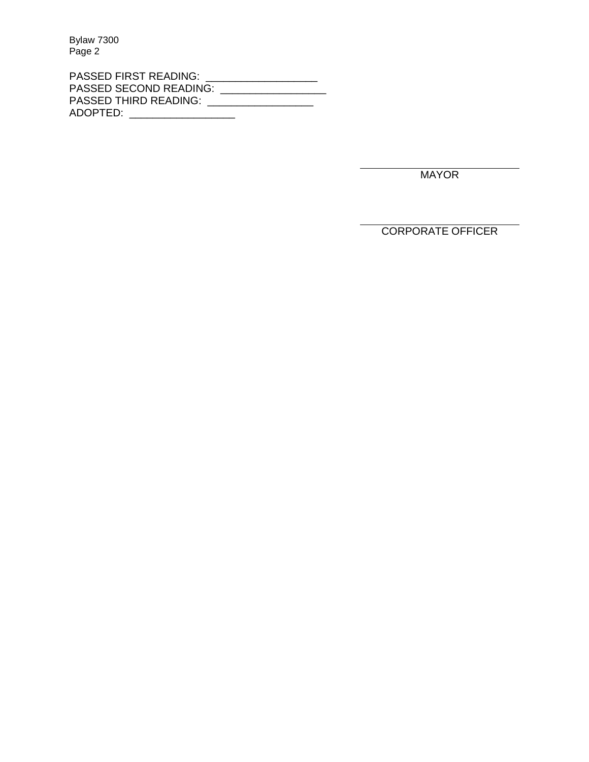PASSED FIRST READING: ___________________
PASSED SECOND READING: __________________
PASSED THIRD READING: __________________
ADOPTED: __________________

____________________________
MAYOR

____________________________
CORPORATE OFFICER